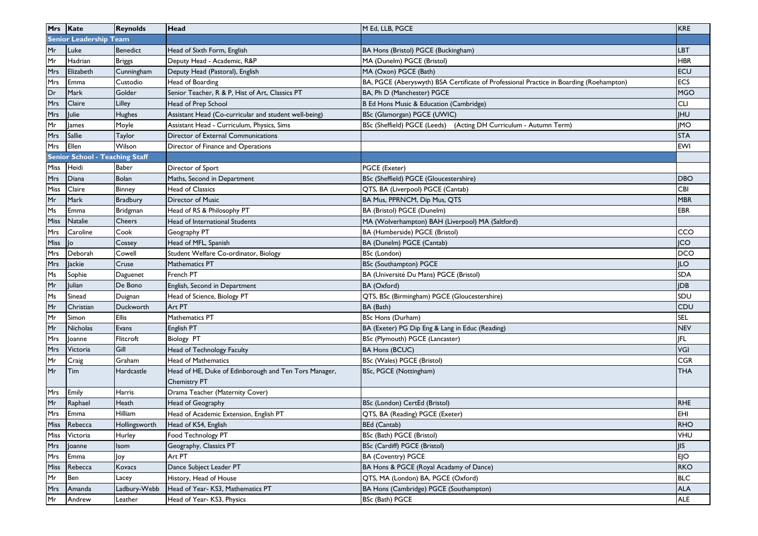| Mrs | Kate | Reynolds | Head | M Ed, LLB, PGCE | KRE |
|---|---|---|---|---|---|
| **Senior Leadership Team** | | | | | |
| Mr | Luke | Benedict | Head of Sixth Form, English | BA Hons (Bristol) PGCE (Buckingham) | LBT |
| Mr | Hadrian | Briggs | Deputy Head - Academic, R&P | MA (Dunelm) PGCE (Bristol) | HBR |
| Mrs | Elizabeth | Cunningham | Deputy Head (Pastoral), English | MA (Oxon) PGCE (Bath) | ECU |
| Mrs | Emma | Custodio | Head of Boarding | BA, PGCE (Aberyswyth) BSA Certificate of Professional Practice in Boarding (Roehampton) | ECS |
| Dr | Mark | Golder | Senior Teacher, R & P, Hist of Art, Classics PT | BA, Ph D (Manchester) PGCE | MGO |
| Mrs | Claire | Lilley | Head of Prep School | B Ed Hons Music & Education (Cambridge) | CLI |
| Mrs | Julie | Hughes | Assistant Head (Co-curricular and student well-being) | BSc (Glamorgan) PGCE (UWIC) | JHU |
| Mr | James | Moyle | Assistant Head - Curriculum, Physics, Sims | BSc (Sheffield) PGCE (Leeds) (Acting DH Curriculum - Autumn Term) | JMO |
| Mrs | Sallie | Taylor | Director of External Communications | | STA |
| Mrs | Ellen | Wilson | Director of Finance and Operations | | EWI |
| **Senior School - Teaching Staff** | | | | | |
| Miss | Heidi | Baber | Director of Sport | PGCE (Exeter) | |
| Mrs | Diana | Bolan | Maths, Second in Department | BSc (Sheffield) PGCE (Gloucestershire) | DBO |
| Miss | Claire | Binney | Head of Classics | QTS, BA (Liverpool) PGCE (Cantab) | CBI |
| Mr | Mark | Bradbury | Director of Music | BA Mus, PPRNCM, Dip Mus, QTS | MBR |
| Ms | Emma | Bridgman | Head of RS & Philosophy PT | BA (Bristol) PGCE (Dunelm) | EBR |
| Miss | Natalie | Cheers | Head of International Students | MA (Wolverhampton) BAH (Liverpool) MA (Saltford) | |
| Mrs | Caroline | Cook | Geography PT | BA (Humberside) PGCE (Bristol) | CCO |
| Miss | Jo | Cossey | Head of MFL, Spanish | BA (Dunelm) PGCE (Cantab) | JCO |
| Mrs | Deborah | Cowell | Student Welfare Co-ordinator, Biology | BSc (London) | DCO |
| Mrs | Jackie | Cruse | Mathematics PT | BSc (Southampton) PGCE | JLO |
| Ms | Sophie | Daguenet | French PT | BA (Université Du Mans) PGCE (Bristol) | SDA |
| Mr | Julian | De Bono | English, Second in Department | BA (Oxford) | JDB |
| Ms | Sinead | Duignan | Head of Science, Biology PT | QTS, BSc (Birmingham) PGCE (Gloucestershire) | SDU |
| Mr | Christian | Duckworth | Art PT | BA (Bath) | CDU |
| Mr | Simon | Ellis | Mathematics PT | BSc Hons (Durham) | SEL |
| Mr | Nicholas | Evans | English PT | BA (Exeter) PG Dip Eng & Lang in Educ (Reading) | NEV |
| Mrs | Joanne | Flitcroft | Biology PT | BSc (Plymouth) PGCE (Lancaster) | JFL |
| Mrs | Victoria | Gill | Head of Technology Faculty | BA Hons (BCUC) | VGI |
| Mr | Craig | Graham | Head of Mathematics | BSc (Wales) PGCE (Bristol) | CGR |
| Mr | Tim | Hardcastle | Head of HE, Duke of Edinborough and Ten Tors Manager, Chemistry PT | BSc, PGCE (Nottingham) | THA |
| Mrs | Emily | Harris | Drama Teacher (Maternity Cover) | | |
| Mr | Raphael | Heath | Head of Geography | BSc (London) CertEd (Bristol) | RHE |
| Mrs | Emma | Hilliam | Head of Academic Extension, English PT | QTS, BA (Reading) PGCE (Exeter) | EHI |
| Miss | Rebecca | Hollingsworth | Head of KS4, English | BEd (Cantab) | RHO |
| Miss | Victoria | Hurley | Food Technology PT | BSc (Bath) PGCE (Bristol) | VHU |
| Mrs | Joanne | Isom | Geography, Classics PT | BSc (Cardiff) PGCE (Bristol) | JIS |
| Mrs | Emma | Joy | Art PT | BA (Coventry) PGCE | EJO |
| Miss | Rebecca | Kovacs | Dance Subject Leader PT | BA Hons & PGCE (Royal Acadamy of Dance) | RKO |
| Mr | Ben | Lacey | History, Head of House | QTS, MA (London) BA, PGCE (Oxford) | BLC |
| Mrs | Amanda | Ladbury-Webb | Head of Year- KS3, Mathematics PT | BA Hons (Cambridge) PGCE (Southampton) | ALA |
| Mr | Andrew | Leather | Head of Year- KS3, Physics | BSc (Bath) PGCE | ALE |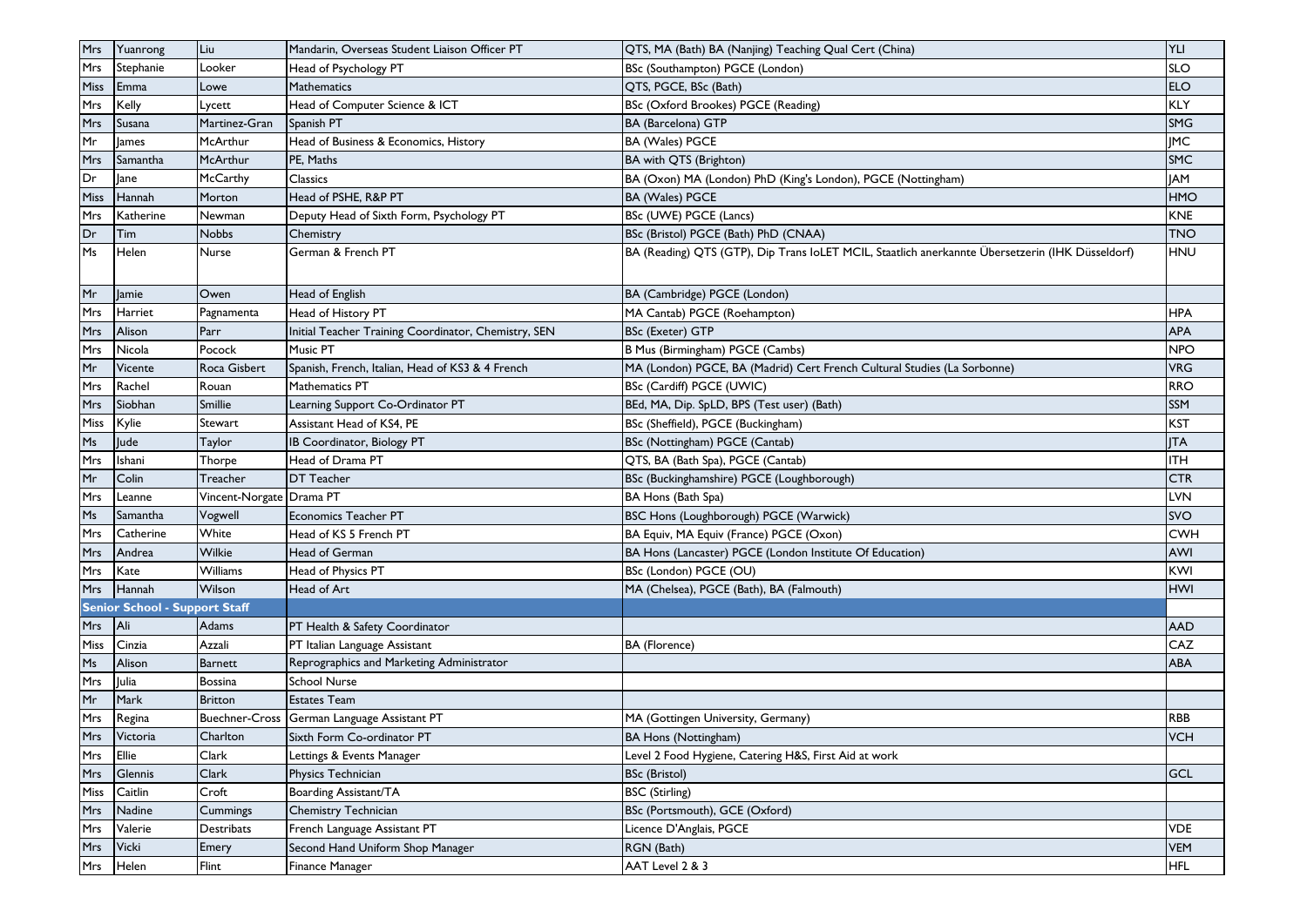| | | | | | |
|---|---|---|---|---|---|
| Mrs | Yuanrong | Liu | Mandarin, Overseas Student Liaison Officer PT | QTS, MA (Bath) BA (Nanjing) Teaching Qual Cert (China) | YLI |
| Mrs | Stephanie | Looker | Head of Psychology PT | BSc (Southampton) PGCE (London) | SLO |
| Miss | Emma | Lowe | Mathematics | QTS, PGCE, BSc (Bath) | ELO |
| Mrs | Kelly | Lycett | Head of Computer Science & ICT | BSc (Oxford Brookes) PGCE (Reading) | KLY |
| Mrs | Susana | Martinez-Gran | Spanish PT | BA (Barcelona) GTP | SMG |
| Mr | James | McArthur | Head of Business & Economics, History | BA (Wales) PGCE | JMC |
| Mrs | Samantha | McArthur | PE, Maths | BA with QTS (Brighton) | SMC |
| Dr | Jane | McCarthy | Classics | BA (Oxon) MA (London) PhD (King's London), PGCE (Nottingham) | JAM |
| Miss | Hannah | Morton | Head of PSHE, R&P PT | BA (Wales) PGCE | HMO |
| Mrs | Katherine | Newman | Deputy Head of Sixth Form, Psychology PT | BSc (UWE) PGCE (Lancs) | KNE |
| Dr | Tim | Nobbs | Chemistry | BSc (Bristol) PGCE (Bath) PhD (CNAA) | TNO |
| Ms | Helen | Nurse | German & French PT | BA (Reading) QTS (GTP), Dip Trans IoLET MCIL, Staatlich anerkannte Übersetzerin (IHK Düsseldorf) | HNU |
| Mr | Jamie | Owen | Head of English | BA (Cambridge) PGCE (London) | |
| Mrs | Harriet | Pagnamenta | Head of History PT | MA Cantab) PGCE (Roehampton) | HPA |
| Mrs | Alison | Parr | Initial Teacher Training Coordinator, Chemistry, SEN | BSc (Exeter) GTP | APA |
| Mrs | Nicola | Pocock | Music PT | B Mus (Birmingham) PGCE (Cambs) | NPO |
| Mr | Vicente | Roca Gisbert | Spanish, French, Italian, Head of KS3 & 4 French | MA (London) PGCE, BA (Madrid) Cert French Cultural Studies (La Sorbonne) | VRG |
| Mrs | Rachel | Rouan | Mathematics PT | BSc (Cardiff) PGCE (UWIC) | RRO |
| Mrs | Siobhan | Smillie | Learning Support Co-Ordinator PT | BEd, MA, Dip. SpLD, BPS (Test user) (Bath) | SSM |
| Miss | Kylie | Stewart | Assistant Head of KS4, PE | BSc (Sheffield), PGCE (Buckingham) | KST |
| Ms | Jude | Taylor | IB Coordinator, Biology PT | BSc (Nottingham) PGCE (Cantab) | JTA |
| Mrs | Ishani | Thorpe | Head of Drama PT | QTS, BA (Bath Spa), PGCE (Cantab) | ITH |
| Mr | Colin | Treacher | DT Teacher | BSc (Buckinghamshire) PGCE (Loughborough) | CTR |
| Mrs | Leanne | Vincent-Norgate | Drama PT | BA Hons (Bath Spa) | LVN |
| Ms | Samantha | Vogwell | Economics Teacher PT | BSC Hons (Loughborough) PGCE (Warwick) | SVO |
| Mrs | Catherine | White | Head of KS 5 French PT | BA Equiv, MA Equiv (France) PGCE (Oxon) | CWH |
| Mrs | Andrea | Wilkie | Head of German | BA Hons (Lancaster) PGCE (London Institute Of Education) | AWI |
| Mrs | Kate | Williams | Head of Physics PT | BSc (London) PGCE (OU) | KWI |
| Mrs | Hannah | Wilson | Head of Art | MA (Chelsea), PGCE (Bath), BA (Falmouth) | HWI |
| **Senior School - Support Staff** | | | | | |
| Mrs | Ali | Adams | PT Health & Safety Coordinator | | AAD |
| Miss | Cinzia | Azzali | PT Italian Language Assistant | BA (Florence) | CAZ |
| Ms | Alison | Barnett | Reprographics and Marketing Administrator | | ABA |
| Mrs | Julia | Bossina | School Nurse | | |
| Mr | Mark | Britton | Estates Team | | |
| Mrs | Regina | Buechner-Cross | German Language Assistant PT | MA (Gottingen University, Germany) | RBB |
| Mrs | Victoria | Charlton | Sixth Form Co-ordinator PT | BA Hons (Nottingham) | VCH |
| Mrs | Ellie | Clark | Lettings & Events Manager | Level 2 Food Hygiene, Catering H&S, First Aid at work | |
| Mrs | Glennis | Clark | Physics Technician | BSc (Bristol) | GCL |
| Miss | Caitlin | Croft | Boarding Assistant/TA | BSC (Stirling) | |
| Mrs | Nadine | Cummings | Chemistry Technician | BSc (Portsmouth), GCE (Oxford) | |
| Mrs | Valerie | Destribats | French Language Assistant PT | Licence D'Anglais, PGCE | VDE |
| Mrs | Vicki | Emery | Second Hand Uniform Shop Manager | RGN (Bath) | VEM |
| Mrs | Helen | Flint | Finance Manager | AAT Level 2 & 3 | HFL |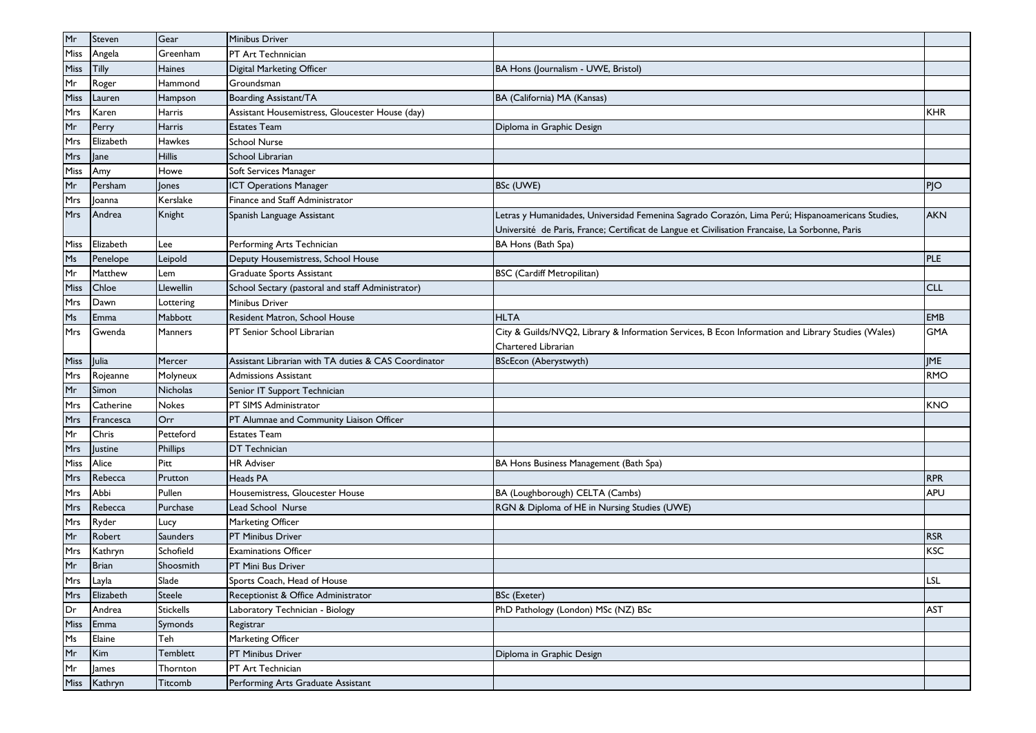| | | | | | |
|---|---|---|---|---|---|
| Mr | Steven | Gear | Minibus Driver | | |
| Miss | Angela | Greenham | PT Art Technnician | | |
| Miss | Tilly | Haines | Digital Marketing Officer | BA Hons (Journalism - UWE, Bristol) | |
| Mr | Roger | Hammond | Groundsman | | |
| Miss | Lauren | Hampson | Boarding Assistant/TA | BA (California) MA (Kansas) | |
| Mrs | Karen | Harris | Assistant Housemistress, Gloucester House (day) | | KHR |
| Mr | Perry | Harris | Estates Team | Diploma in Graphic Design | |
| Mrs | Elizabeth | Hawkes | School Nurse | | |
| Mrs | Jane | Hillis | School Librarian | | |
| Miss | Amy | Howe | Soft Services Manager | | |
| Mr | Persham | Jones | ICT Operations Manager | BSc (UWE) | PJO |
| Mrs | Joanna | Kerslake | Finance and Staff Administrator | | |
| Mrs | Andrea | Knight | Spanish Language Assistant | Letras y Humanidades, Universidad Femenina Sagrado Corazón, Lima Perú; Hispanoamericans Studies, Université de Paris, France; Certificat de Langue et Civilisation Francaise, La Sorbonne, Paris | AKN |
| Miss | Elizabeth | Lee | Performing Arts Technician | BA Hons (Bath Spa) | |
| Ms | Penelope | Leipold | Deputy Housemistress, School House | | PLE |
| Mr | Matthew | Lem | Graduate Sports Assistant | BSC (Cardiff Metropilitan) | |
| Miss | Chloe | Llewellin | School Sectary (pastoral and staff Administrator) | | CLL |
| Mrs | Dawn | Lottering | Minibus Driver | | |
| Ms | Emma | Mabbott | Resident Matron, School House | HLTA | EMB |
| Mrs | Gwenda | Manners | PT Senior School Librarian | City & Guilds/NVQ2, Library & Information Services, B Econ Information and Library Studies (Wales) Chartered Librarian | GMA |
| Miss | Julia | Mercer | Assistant Librarian with TA duties & CAS Coordinator | BScEcon (Aberystwyth) | JME |
| Mrs | Rojeanne | Molyneux | Admissions Assistant | | RMO |
| Mr | Simon | Nicholas | Senior IT Support Technician | | |
| Mrs | Catherine | Nokes | PT SIMS Administrator | | KNO |
| Mrs | Francesca | Orr | PT Alumnae and Community Liaison Officer | | |
| Mr | Chris | Petteford | Estates Team | | |
| Mrs | Justine | Phillips | DT Technician | | |
| Miss | Alice | Pitt | HR Adviser | BA Hons Business Management (Bath Spa) | |
| Mrs | Rebecca | Prutton | Heads PA | | RPR |
| Mrs | Abbi | Pullen | Housemistress, Gloucester House | BA (Loughborough) CELTA (Cambs) | APU |
| Mrs | Rebecca | Purchase | Lead School Nurse | RGN & Diploma of HE in Nursing Studies (UWE) | |
| Mrs | Ryder | Lucy | Marketing Officer | | |
| Mr | Robert | Saunders | PT Minibus Driver | | RSR |
| Mrs | Kathryn | Schofield | Examinations Officer | | KSC |
| Mr | Brian | Shoosmith | PT Mini Bus Driver | | |
| Mrs | Layla | Slade | Sports Coach, Head of House | | LSL |
| Mrs | Elizabeth | Steele | Receptionist & Office Administrator | BSc (Exeter) | |
| Dr | Andrea | Stickells | Laboratory Technician - Biology | PhD Pathology (London) MSc (NZ) BSc | AST |
| Miss | Emma | Symonds | Registrar | | |
| Ms | Elaine | Teh | Marketing Officer | | |
| Mr | Kim | Temblett | PT Minibus Driver | Diploma in Graphic Design | |
| Mr | James | Thornton | PT Art Technician | | |
| Miss | Kathryn | Titcomb | Performing Arts Graduate Assistant | | |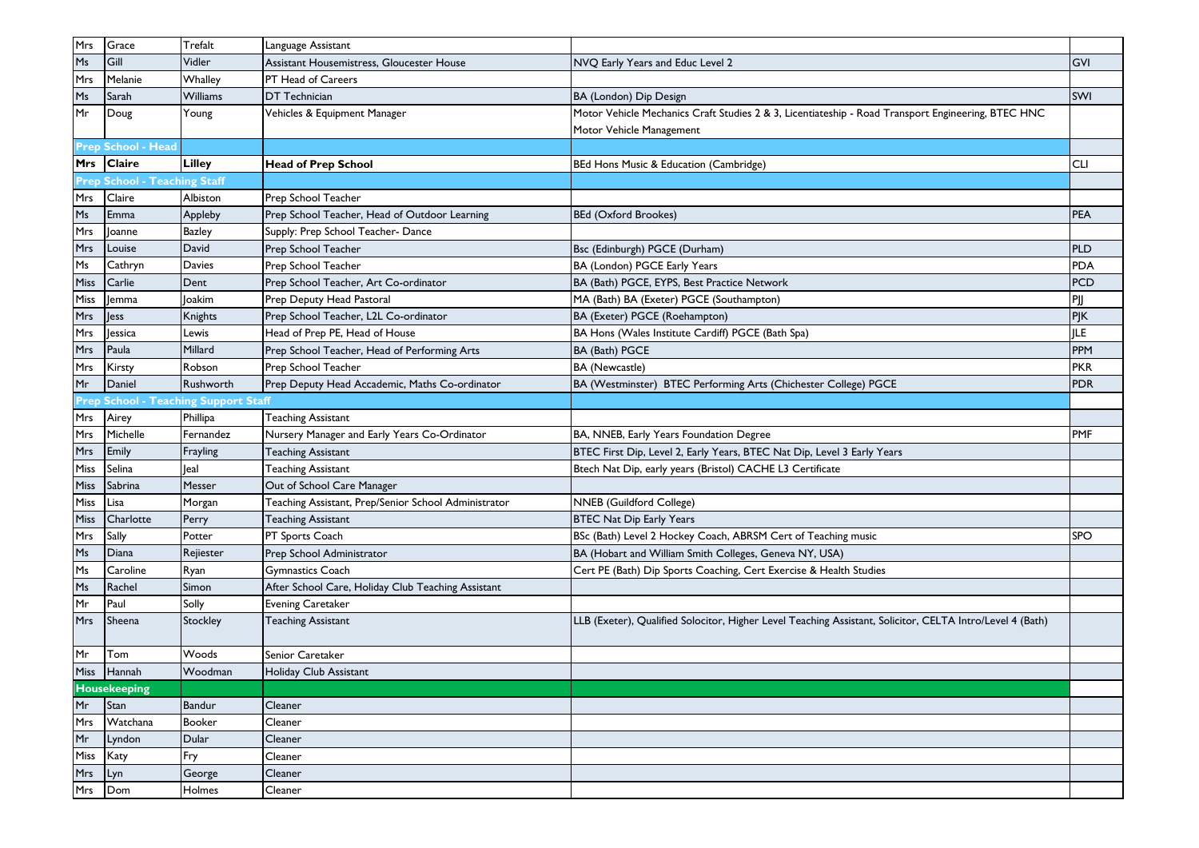| | | | | | |
|---|---|---|---|---|---|
| Mrs | Grace | Trefalt | Language Assistant | | |
| Ms | Gill | Vidler | Assistant Housemistress, Gloucester House | NVQ Early Years and Educ Level 2 | GVI |
| Mrs | Melanie | Whalley | PT Head of Careers | | |
| Ms | Sarah | Williams | DT Technician | BA (London) Dip Design | SWI |
| Mr | Doug | Young | Vehicles & Equipment Manager | Motor Vehicle Mechanics Craft Studies 2 & 3, Licentiateship - Road Transport Engineering, BTEC HNC Motor Vehicle Management | |
| **Prep School - Head** | | | | | |
| **Mrs** | **Claire** | **Lilley** | **Head of Prep School** | BEd Hons Music & Education (Cambridge) | CLI |
| **Prep School - Teaching Staff** | | | | | |
| Mrs | Claire | Albiston | Prep School Teacher | | |
| Ms | Emma | Appleby | Prep School Teacher, Head of Outdoor Learning | BEd (Oxford Brookes) | PEA |
| Mrs | Joanne | Bazley | Supply: Prep School Teacher- Dance | | |
| Mrs | Louise | David | Prep School Teacher | Bsc (Edinburgh) PGCE (Durham) | PLD |
| Ms | Cathryn | Davies | Prep School Teacher | BA (London) PGCE Early Years | PDA |
| Miss | Carlie | Dent | Prep School Teacher, Art Co-ordinator | BA (Bath) PGCE, EYPS, Best Practice Network | PCD |
| Miss | Jemma | Joakim | Prep Deputy Head Pastoral | MA (Bath) BA (Exeter) PGCE (Southampton) | PJJ |
| Mrs | Jess | Knights | Prep School Teacher, L2L Co-ordinator | BA (Exeter) PGCE (Roehampton) | PJK |
| Mrs | Jessica | Lewis | Head of Prep PE, Head of House | BA Hons (Wales Institute Cardiff) PGCE (Bath Spa) | JLE |
| Mrs | Paula | Millard | Prep School Teacher, Head of Performing Arts | BA (Bath) PGCE | PPM |
| Mrs | Kirsty | Robson | Prep School Teacher | BA (Newcastle) | PKR |
| Mr | Daniel | Rushworth | Prep Deputy Head Accademic, Maths Co-ordinator | BA (Westminster) BTEC Performing Arts (Chichester College) PGCE | PDR |
| **Prep School - Teaching Support Staff** | | | | | |
| Mrs | Airey | Phillipa | Teaching Assistant | | |
| Mrs | Michelle | Fernandez | Nursery Manager and Early Years Co-Ordinator | BA, NNEB, Early Years Foundation Degree | PMF |
| Mrs | Emily | Frayling | Teaching Assistant | BTEC First Dip, Level 2, Early Years, BTEC Nat Dip, Level 3 Early Years | |
| Miss | Selina | Jeal | Teaching Assistant | Btech Nat Dip, early years (Bristol) CACHE L3 Certificate | |
| Miss | Sabrina | Messer | Out of School Care Manager | | |
| Miss | Lisa | Morgan | Teaching Assistant, Prep/Senior School Administrator | NNEB (Guildford College) | |
| Miss | Charlotte | Perry | Teaching Assistant | BTEC Nat Dip Early Years | |
| Mrs | Sally | Potter | PT Sports Coach | BSc (Bath) Level 2 Hockey Coach, ABRSM Cert of Teaching music | SPO |
| Ms | Diana | Rejiester | Prep School Administrator | BA (Hobart and William Smith Colleges, Geneva NY, USA) | |
| Ms | Caroline | Ryan | Gymnastics Coach | Cert PE (Bath) Dip Sports Coaching, Cert Exercise & Health Studies | |
| Ms | Rachel | Simon | After School Care, Holiday Club Teaching Assistant | | |
| Mr | Paul | Solly | Evening Caretaker | | |
| Mrs | Sheena | Stockley | Teaching Assistant | LLB (Exeter), Qualified Solocitor, Higher Level Teaching Assistant, Solicitor, CELTA Intro/Level 4 (Bath) | |
| Mr | Tom | Woods | Senior Caretaker | | |
| Miss | Hannah | Woodman | Holiday Club Assistant | | |
| **Housekeeping** | | | | | |
| Mr | Stan | Bandur | Cleaner | | |
| Mrs | Watchana | Booker | Cleaner | | |
| Mr | Lyndon | Dular | Cleaner | | |
| Miss | Katy | Fry | Cleaner | | |
| Mrs | Lyn | George | Cleaner | | |
| Mrs | Dom | Holmes | Cleaner | | |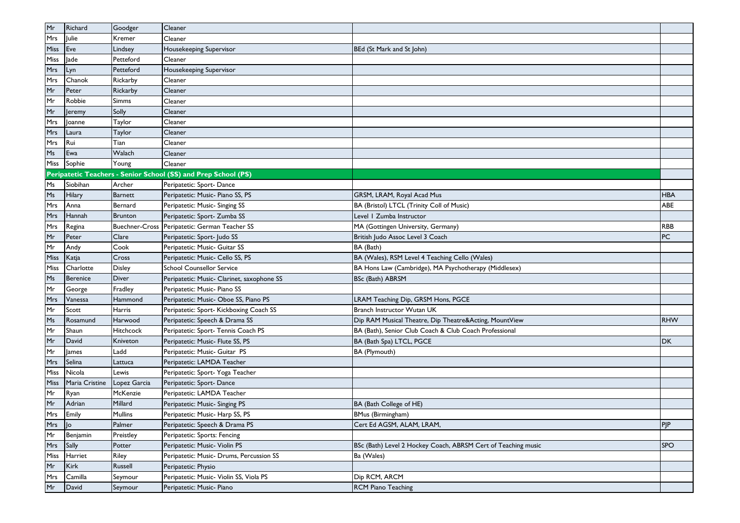| Mr | Richard | Goodger | Cleaner | | |
|---|---|---|---|---|---|
| Mrs | Julie | Kremer | Cleaner | | |
| Miss | Eve | Lindsey | Housekeeping Supervisor | BEd (St Mark and St John) | |
| Miss | Jade | Petteford | Cleaner | | |
| Mrs | Lyn | Petteford | Housekeeping Supervisor | | |
| Mrs | Chanok | Rickarby | Cleaner | | |
| Mr | Peter | Rickarby | Cleaner | | |
| Mr | Robbie | Simms | Cleaner | | |
| Mr | Jeremy | Solly | Cleaner | | |
| Mrs | Joanne | Taylor | Cleaner | | |
| Mrs | Laura | Taylor | Cleaner | | |
| Mrs | Rui | Tian | Cleaner | | |
| Ms | Ewa | Walach | Cleaner | | |
| Miss | Sophie | Young | Cleaner | | |
| **Peripatetic Teachers - Senior School (SS) and Prep School (PS)** | | | | | |
| Ms | Siobihan | Archer | Peripatetic: Sport- Dance | | |
| Ms | Hilary | Barnett | Peripatetic: Music- Piano SS, PS | GRSM, LRAM, Royal Acad Mus | HBA |
| Mrs | Anna | Bernard | Peripatetic: Music- Singing SS | BA (Bristol) LTCL (Trinity Coll of Music) | ABE |
| Mrs | Hannah | Brunton | Peripatetic: Sport- Zumba SS | Level 1 Zumba Instructor | |
| Mrs | Regina | Buechner-Cross | Peripatetic: German Teacher SS | MA (Gottingen University, Germany) | RBB |
| Mr | Peter | Clare | Peripatetic: Sport- Judo SS | British Judo Assoc Level 3 Coach | PC |
| Mr | Andy | Cook | Peripatetic: Music- Guitar SS | BA (Bath) | |
| Miss | Katja | Cross | Peripatetic: Music- Cello SS, PS | BA (Wales), RSM Level 4 Teaching Cello (Wales) | |
| Miss | Charlotte | Disley | School Counsellor Service | BA Hons Law (Cambridge), MA Psychotherapy (Middlesex) | |
| Ms | Berenice | Diver | Peripatetic: Music- Clarinet, saxophone SS | BSc (Bath) ABRSM | |
| Mr | George | Fradley | Peripatetic: Music- Piano SS | | |
| Mrs | Vanessa | Hammond | Peripatetic: Music- Oboe SS, Piano PS | LRAM Teaching Dip, GRSM Hons, PGCE | |
| Mr | Scott | Harris | Peripatetic: Sport- Kickboxing Coach SS | Branch Instructor Wutan UK | |
| Ms | Rosamund | Harwood | Peripatetic: Speech & Drama SS | Dip RAM Musical Theatre, Dip Theatre&Acting, MountView | RHW |
| Mr | Shaun | Hitchcock | Peripatetic: Sport- Tennis Coach PS | BA (Bath), Senior Club Coach & Club Coach Professional | |
| Mr | David | Kniveton | Peripatetic: Music- Flute SS, PS | BA (Bath Spa) LTCL, PGCE | DK |
| Mr | James | Ladd | Peripatetic: Music- Guitar PS | BA (Plymouth) | |
| Mrs | Selina | Lattuca | Peripatetic: LAMDA Teacher | | |
| Miss | Nicola | Lewis | Peripatetic: Sport- Yoga Teacher | | |
| Miss | Maria Cristine | Lopez Garcia | Peripatetic: Sport- Dance | | |
| Mr | Ryan | McKenzie | Peripatetic: LAMDA Teacher | | |
| Mr | Adrian | Millard | Peripatetic: Music- Singing PS | BA (Bath College of HE) | |
| Mrs | Emily | Mullins | Peripatetic: Music- Harp SS, PS | BMus (Birmingham) | |
| Mrs | Jo | Palmer | Peripatetic: Speech & Drama PS | Cert Ed AGSM, ALAM, LRAM, | PJP |
| Mr | Benjamin | Preistley | Peripatetic: Sports: Fencing | | |
| Mrs | Sally | Potter | Peripatetic: Music- Violin PS | BSc (Bath) Level 2 Hockey Coach, ABRSM Cert of Teaching music | SPO |
| Miss | Harriet | Riley | Peripatetic: Music- Drums, Percussion SS | Ba (Wales) | |
| Mr | Kirk | Russell | Peripatetic: Physio | | |
| Mrs | Camilla | Seymour | Peripatetic: Music- Violin SS, Viola PS | Dip RCM, ARCM | |
| Mr | David | Seymour | Peripatetic: Music- Piano | RCM Piano Teaching | |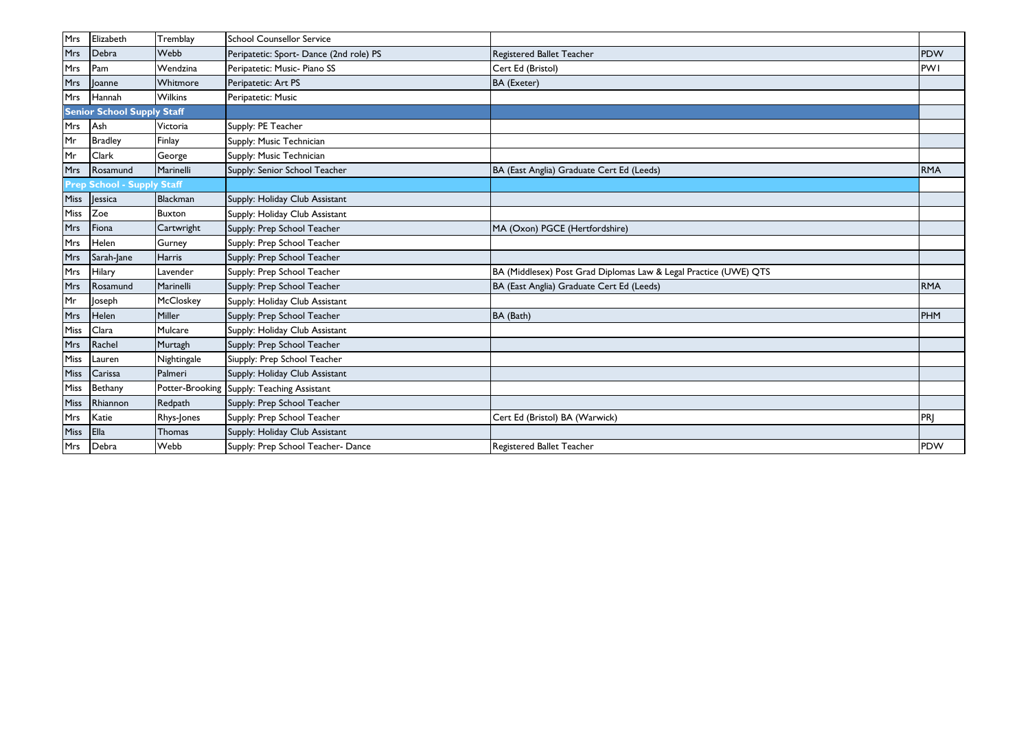| | | | | | |
|---|---|---|---|---|---|
| Mrs | Elizabeth | Tremblay | School Counsellor Service | | |
| Mrs | Debra | Webb | Peripatetic: Sport- Dance (2nd role) PS | Registered Ballet Teacher | PDW |
| Mrs | Pam | Wendzina | Peripatetic: Music- Piano SS | Cert Ed (Bristol) | PWI |
| Mrs | Joanne | Whitmore | Peripatetic: Art PS | BA (Exeter) | |
| Mrs | Hannah | Wilkins | Peripatetic: Music | | |
| **Senior School Supply Staff** | | | | | |
| Mrs | Ash | Victoria | Supply: PE Teacher | | |
| Mr | Bradley | Finlay | Supply: Music Technician | | |
| Mr | Clark | George | Supply: Music Technician | | |
| Mrs | Rosamund | Marinelli | Supply: Senior School Teacher | BA (East Anglia) Graduate Cert Ed (Leeds) | RMA |
| **Prep School - Supply Staff** | | | | | |
| Miss | Jessica | Blackman | Supply: Holiday Club Assistant | | |
| Miss | Zoe | Buxton | Supply: Holiday Club Assistant | | |
| Mrs | Fiona | Cartwright | Supply: Prep School Teacher | MA (Oxon) PGCE (Hertfordshire) | |
| Mrs | Helen | Gurney | Supply: Prep School Teacher | | |
| Mrs | Sarah-Jane | Harris | Supply: Prep School Teacher | | |
| Mrs | Hilary | Lavender | Supply: Prep School Teacher | BA (Middlesex) Post Grad Diplomas Law & Legal Practice (UWE) QTS | |
| Mrs | Rosamund | Marinelli | Supply: Prep School Teacher | BA (East Anglia) Graduate Cert Ed (Leeds) | RMA |
| Mr | Joseph | McCloskey | Supply: Holiday Club Assistant | | |
| Mrs | Helen | Miller | Supply: Prep School Teacher | BA (Bath) | PHM |
| Miss | Clara | Mulcare | Supply: Holiday Club Assistant | | |
| Mrs | Rachel | Murtagh | Supply: Prep School Teacher | | |
| Miss | Lauren | Nightingale | Siupply: Prep School Teacher | | |
| Miss | Carissa | Palmeri | Supply: Holiday Club Assistant | | |
| Miss | Bethany | Potter-Brooking | Supply: Teaching Assistant | | |
| Miss | Rhiannon | Redpath | Supply: Prep School Teacher | | |
| Mrs | Katie | Rhys-Jones | Supply: Prep School Teacher | Cert Ed (Bristol) BA (Warwick) | PRJ |
| Miss | Ella | Thomas | Supply: Holiday Club Assistant | | |
| Mrs | Debra | Webb | Supply: Prep School Teacher- Dance | Registered Ballet Teacher | PDW |